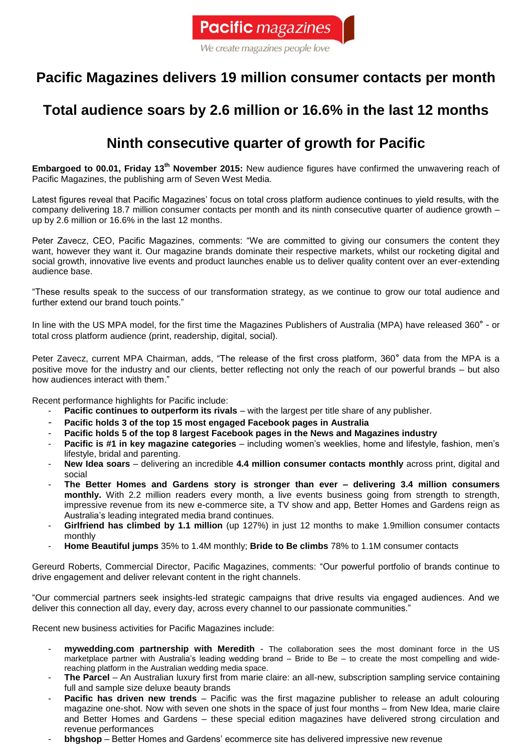Pacific magazines

*We create magazines people love*

# Pacific Magazines delivers 19 million consumer contacts per month

# Total audience soars by 2.6 million or 16.6% in the last 12 months

# Ninth consecutive quarter of growth for Pacific

**Embargoed to 00.01, Friday 13th November 2015:** New audience figures have confirmed the unwavering reach of Pacific Magazines, the publishing arm of Seven West Media.

Latest figures reveal that Pacific Magazines' focus on total cross platform audience continues to yield results, with the company delivering 18.7 million consumer contacts per month and its ninth consecutive quarter of audience growth – up by 2.6 million or 16.6% in the last 12 months.

Peter Zavecz, CEO, Pacific Magazines, comments: "We are committed to giving our consumers the content they want, however they want it. Our magazine brands dominate their respective markets, whilst our rocketing digital and social growth, innovative live events and product launches enable us to deliver quality content over an ever-extending audience base.

"These results speak to the success of our transformation strategy, as we continue to grow our total audience and further extend our brand touch points."

In line with the US MPA model, for the first time the Magazines Publishers of Australia (MPA) have released 360˚ - or total cross platform audience (print, readership, digital, social).

Peter Zavecz, current MPA Chairman, adds, "The release of the first cross platform, 360˚ data from the MPA is a positive move for the industry and our clients, better reflecting not only the reach of our powerful brands – but also how audiences interact with them."

Recent performance highlights for Pacific include:

- **Pacific continues to outperform its rivals** – with the largest per title share of any publisher.
- **Pacific holds 3 of the top 15 most engaged Facebook pages in Australia**
- **Pacific holds 5 of the top 8 largest Facebook pages in the News and Magazines industry**
- **Pacific is #1 in key magazine categories** – including women's weeklies, home and lifestyle, fashion, men's lifestyle, bridal and parenting.
- **New Idea soars** – delivering an incredible **4.4 million consumer contacts monthly** across print, digital and social
- **The Better Homes and Gardens story is stronger than ever – delivering 3.4 million consumers monthly.** With 2.2 million readers every month, a live events business going from strength to strength, impressive revenue from its new e-commerce site, a TV show and app, Better Homes and Gardens reign as Australia's leading integrated media brand continues.
- **Girlfriend has climbed by 1.1 million** (up 127%) in just 12 months to make 1.9million consumer contacts monthly
- **Home Beautiful jumps** 35% to 1.4M monthly; **Bride to Be climbs** 78% to 1.1M consumer contacts

Gereurd Roberts, Commercial Director, Pacific Magazines, comments: "Our powerful portfolio of brands continue to drive engagement and deliver relevant content in the right channels.

"Our commercial partners seek insights-led strategic campaigns that drive results via engaged audiences. And we deliver this connection all day, every day, across every channel to our passionate communities."

Recent new business activities for Pacific Magazines include:

- **mywedding.com partnership with Meredith** - The collaboration sees the most dominant force in the US marketplace partner with Australia's leading wedding brand – Bride to Be – to create the most compelling and wide-reaching platform in the Australian wedding media space.
- **The Parcel** – An Australian luxury first from marie claire: an all-new, subscription sampling service containing full and sample size deluxe beauty brands
- **Pacific has driven new trends** – Pacific was the first magazine publisher to release an adult colouring magazine one-shot. Now with seven one shots in the space of just four months – from New Idea, marie claire and Better Homes and Gardens – these special edition magazines have delivered strong circulation and revenue performances
- **bhgshop** – Better Homes and Gardens' ecommerce site has delivered impressive new revenue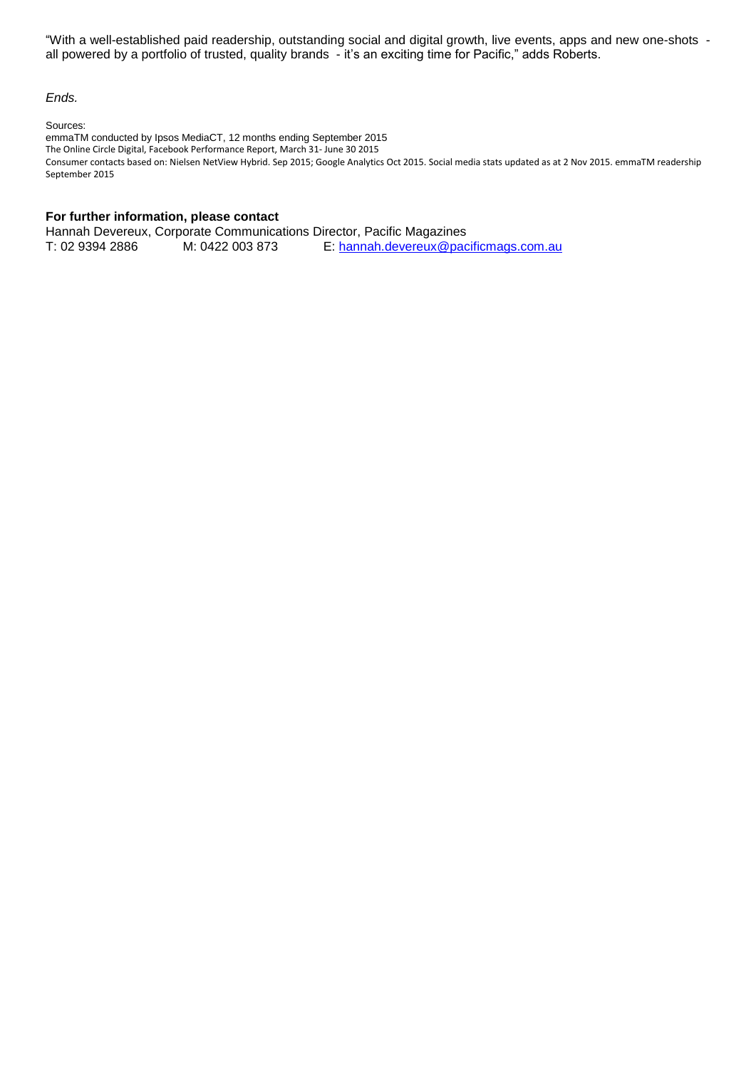"With a well-established paid readership, outstanding social and digital growth, live events, apps and new one-shots - all powered by a portfolio of trusted, quality brands - it's an exciting time for Pacific," adds Roberts.

*Ends.*

Sources:
emmaTM conducted by Ipsos MediaCT, 12 months ending September 2015
The Online Circle Digital, Facebook Performance Report, March 31- June 30 2015
Consumer contacts based on: Nielsen NetView Hybrid. Sep 2015; Google Analytics Oct 2015. Social media stats updated as at 2 Nov 2015. emmaTM readership September 2015

**For further information, please contact**
Hannah Devereux, Corporate Communications Director, Pacific Magazines
T: 02 9394 2886 M: 0422 003 873 E: hannah.devereux@pacificmags.com.au